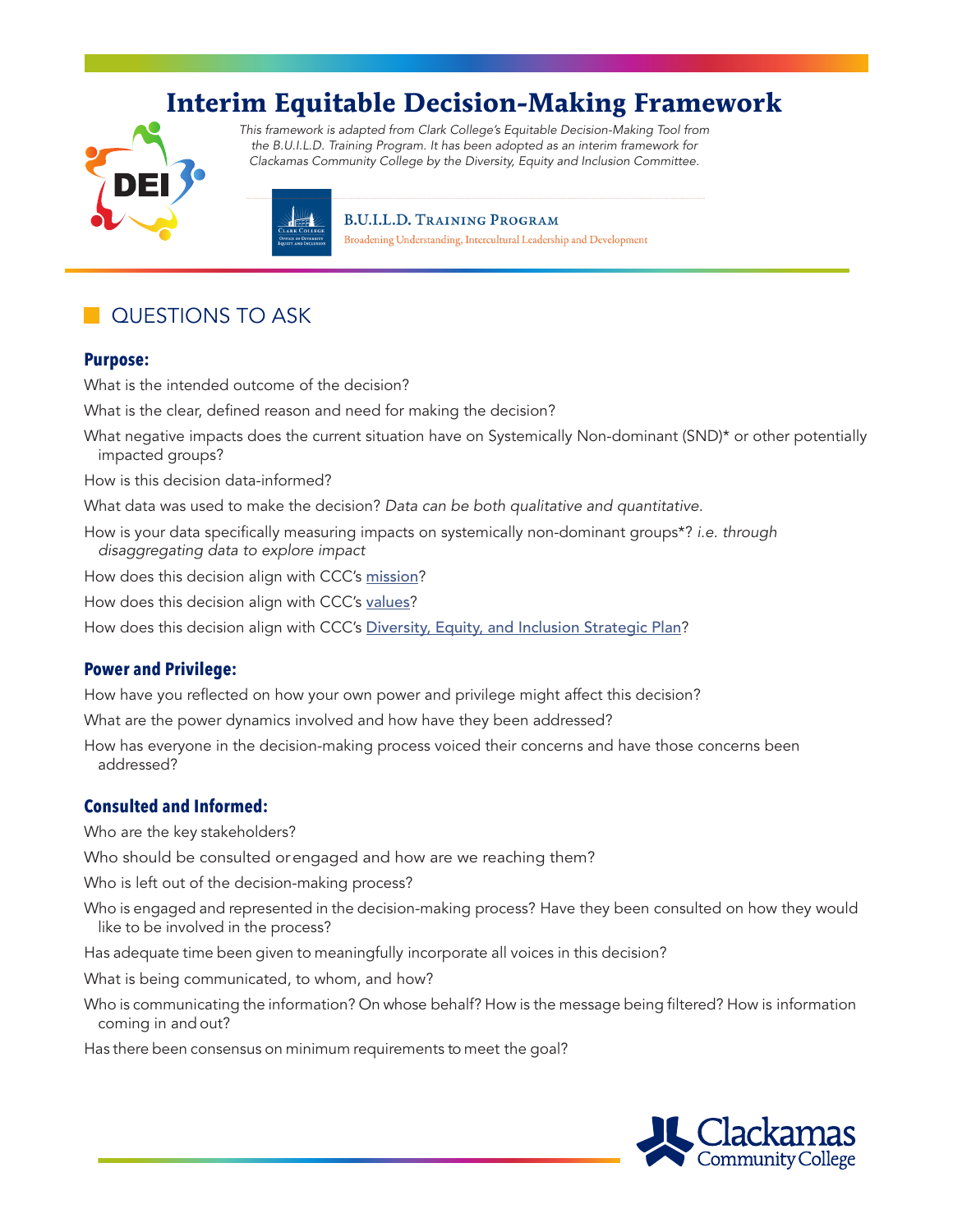# Interim Equitable Decision-Making Framework

*This framework is adapted from Clark College's Equitable Decision-Making Tool from the B.U.I.L.D. Training Program. It has been adopted as an interim framework for Clackamas Community College by the Diversity, Equity and Inclusion Committee.*

B.U.I.L.D. Training Program
Broadening Understanding, Intercultural Leadership and Development

## QUESTIONS TO ASK

### Purpose:

What is the intended outcome of the decision?

What is the clear, defined reason and need for making the decision?

What negative impacts does the current situation have on Systemically Non-dominant (SND)* or other potentially impacted groups?

How is this decision data-informed?

What data was used to make the decision? *Data can be both qualitative and quantitative.*

How is your data specifically measuring impacts on systemically non-dominant groups*? *i.e. through disaggregating data to explore impact*

How does this decision align with CCC's mission?

How does this decision align with CCC's values?

How does this decision align with CCC's Diversity, Equity, and Inclusion Strategic Plan?

### Power and Privilege:

How have you reflected on how your own power and privilege might affect this decision?

What are the power dynamics involved and how have they been addressed?

How has everyone in the decision-making process voiced their concerns and have those concerns been addressed?

### Consulted and Informed:

Who are the key stakeholders?

Who should be consulted or engaged and how are we reaching them?

Who is left out of the decision-making process?

Who is engaged and represented in the decision-making process? Have they been consulted on how they would like to be involved in the process?

Has adequate time been given to meaningfully incorporate all voices in this decision?

What is being communicated, to whom, and how?

Who is communicating the information? On whose behalf? How is the message being filtered? How is information coming in and out?

Has there been consensus on minimum requirements to meet the goal?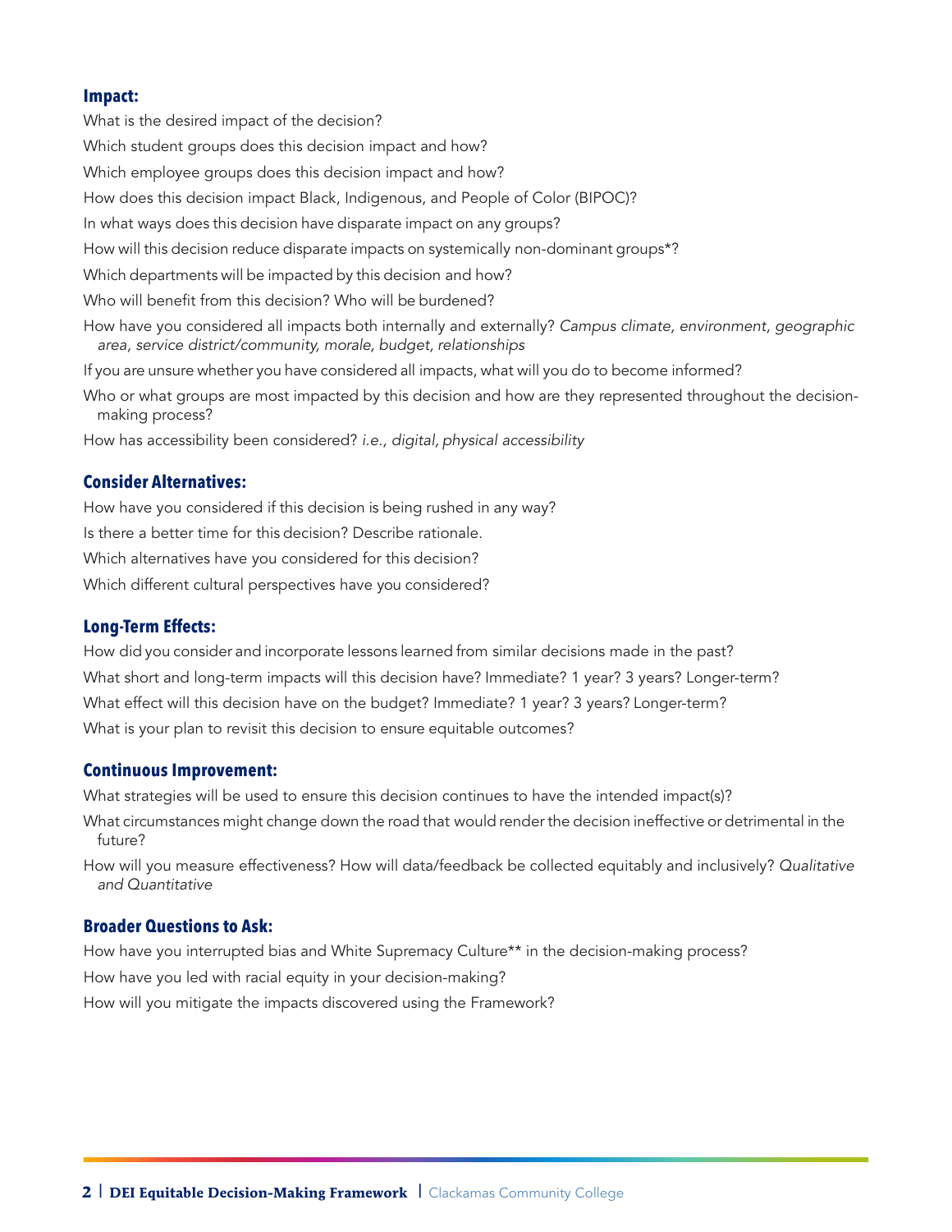### Impact:

What is the desired impact of the decision?

Which student groups does this decision impact and how?

Which employee groups does this decision impact and how?

How does this decision impact Black, Indigenous, and People of Color (BIPOC)?

In what ways does this decision have disparate impact on any groups?

How will this decision reduce disparate impacts on systemically non-dominant groups*?

Which departments will be impacted by this decision and how?

Who will benefit from this decision? Who will be burdened?

How have you considered all impacts both internally and externally? *Campus climate, environment, geographic area, service district/community, morale, budget, relationships*

If you are unsure whether you have considered all impacts, what will you do to become informed?

Who or what groups are most impacted by this decision and how are they represented throughout the decision-making process?

How has accessibility been considered? *i.e., digital, physical accessibility*

### Consider Alternatives:

How have you considered if this decision is being rushed in any way?

Is there a better time for this decision? Describe rationale.

Which alternatives have you considered for this decision?

Which different cultural perspectives have you considered?

### Long-Term Effects:

How did you consider and incorporate lessons learned from similar decisions made in the past?

What short and long-term impacts will this decision have? Immediate? 1 year? 3 years? Longer-term?

What effect will this decision have on the budget? Immediate? 1 year? 3 years? Longer-term?

What is your plan to revisit this decision to ensure equitable outcomes?

### Continuous Improvement:

What strategies will be used to ensure this decision continues to have the intended impact(s)?

What circumstances might change down the road that would render the decision ineffective or detrimental in the future?

How will you measure effectiveness? How will data/feedback be collected equitably and inclusively? *Qualitative and Quantitative*

### Broader Questions to Ask:

How have you interrupted bias and White Supremacy Culture** in the decision-making process?

How have you led with racial equity in your decision-making?

How will you mitigate the impacts discovered using the Framework?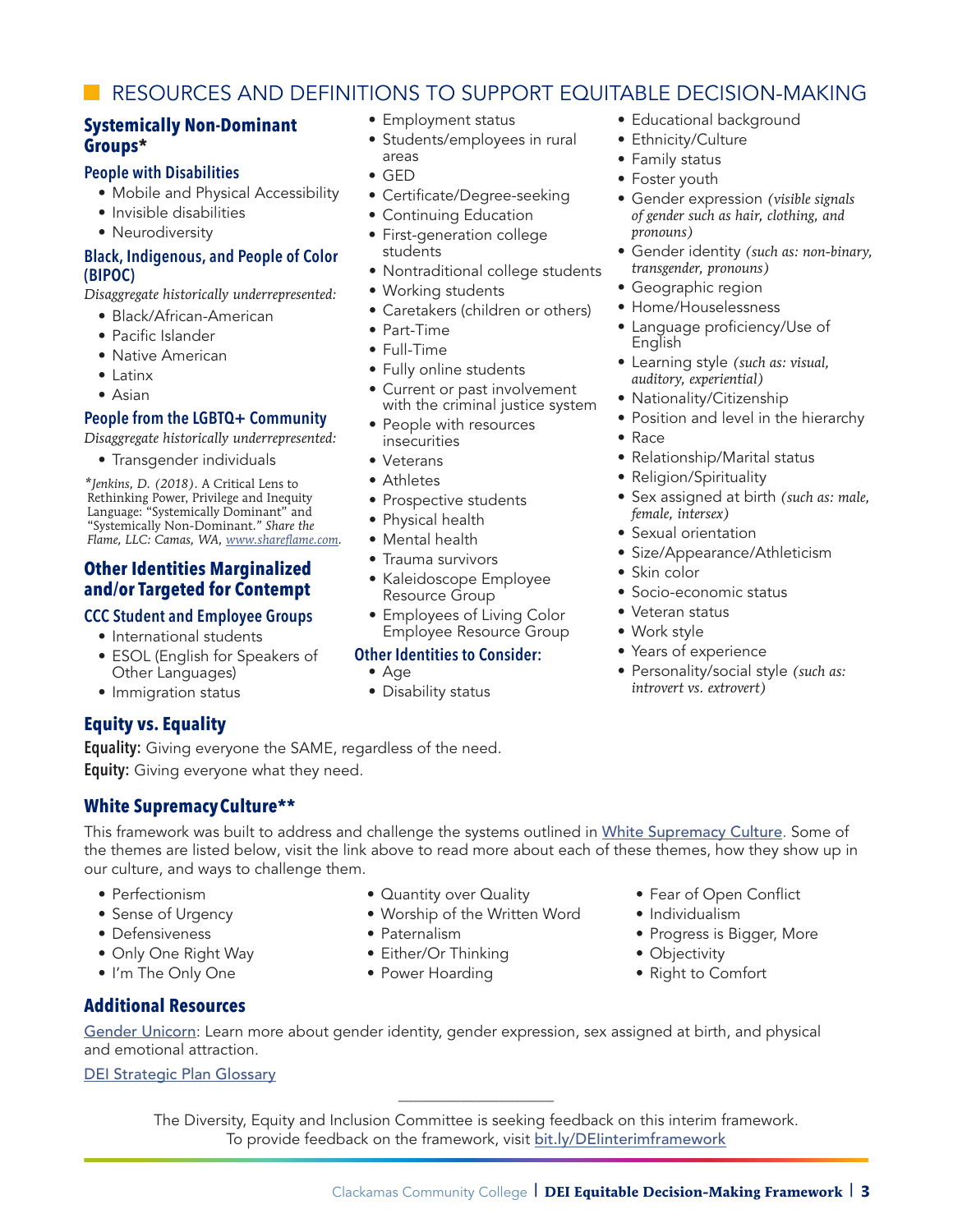## RESOURCES AND DEFINITIONS TO SUPPORT EQUITABLE DECISION-MAKING

### Systemically Non-Dominant Groups*

#### People with Disabilities

- Mobile and Physical Accessibility
- Invisible disabilities
- Neurodiversity

#### Black, Indigenous, and People of Color (BIPOC)

*Disaggregate historically underrepresented:*

- Black/African-American
- Pacific Islander
- Native American
- Latinx
- Asian

#### People from the LGBTQ+ Community

*Disaggregate historically underrepresented:*

- Transgender individuals

*Jenkins, D. (2018). A Critical Lens to Rethinking Power, Privilege and Inequity Language: "Systemically Dominant" and "Systemically Non-Dominant." *Share the Flame, LLC: Camas, WA,* [www.shareflame.com](www.shareflame.com).

### Other Identities Marginalized and/or Targeted for Contempt

#### CCC Student and Employee Groups

- International students
- ESOL (English for Speakers of Other Languages)
- Immigration status
- Employment status
- Students/employees in rural areas
- GED
- Certificate/Degree-seeking
- Continuing Education
- First-generation college students
- Nontraditional college students
- Working students
- Caretakers (children or others)
- Part-Time
- Full-Time
- Fully online students
- Current or past involvement with the criminal justice system
- People with resources insecurities
- Veterans
- Athletes
- Prospective students
- Physical health
- Mental health
- Trauma survivors
- Kaleidoscope Employee Resource Group
- Employees of Living Color Employee Resource Group

#### Other Identities to Consider:

- Age
- Disability status
- Educational background
- Ethnicity/Culture
- Family status
- Foster youth
- Gender expression *(visible signals of gender such as hair, clothing, and pronouns)*
- Gender identity *(such as: non-binary, transgender, pronouns)*
- Geographic region
- Home/Houselessness
- Language proficiency/Use of English
- Learning style *(such as: visual, auditory, experiential)*
- Nationality/Citizenship
- Position and level in the hierarchy
- Race
- Relationship/Marital status
- Religion/Spirituality
- Sex assigned at birth *(such as: male, female, intersex)*
- Sexual orientation
- Size/Appearance/Athleticism
- Skin color
- Socio-economic status
- Veteran status
- Work style
- Years of experience
- Personality/social style *(such as: introvert vs. extrovert)*

### Equity vs. Equality

**Equality:** Giving everyone the SAME, regardless of the need.

**Equity:** Giving everyone what they need.

### White Supremacy Culture**

This framework was built to address and challenge the systems outlined in [White Supremacy Culture](). Some of the themes are listed below, visit the link above to read more about each of these themes, how they show up in our culture, and ways to challenge them.

- Perfectionism
- Sense of Urgency
- Defensiveness
- Only One Right Way
- I'm The Only One
- Quantity over Quality
- Worship of the Written Word
- Paternalism
- Either/Or Thinking
- Power Hoarding
- Fear of Open Conflict
- Individualism
- Progress is Bigger, More
- Objectivity
- Right to Comfort

### Additional Resources

[Gender Unicorn](): Learn more about gender identity, gender expression, sex assigned at birth, and physical and emotional attraction.

[DEI Strategic Plan Glossary]()

---

The Diversity, Equity and Inclusion Committee is seeking feedback on this interim framework. To provide feedback on the framework, visit [bit.ly/DEIinterimframework](bit.ly/DEIinterimframework)